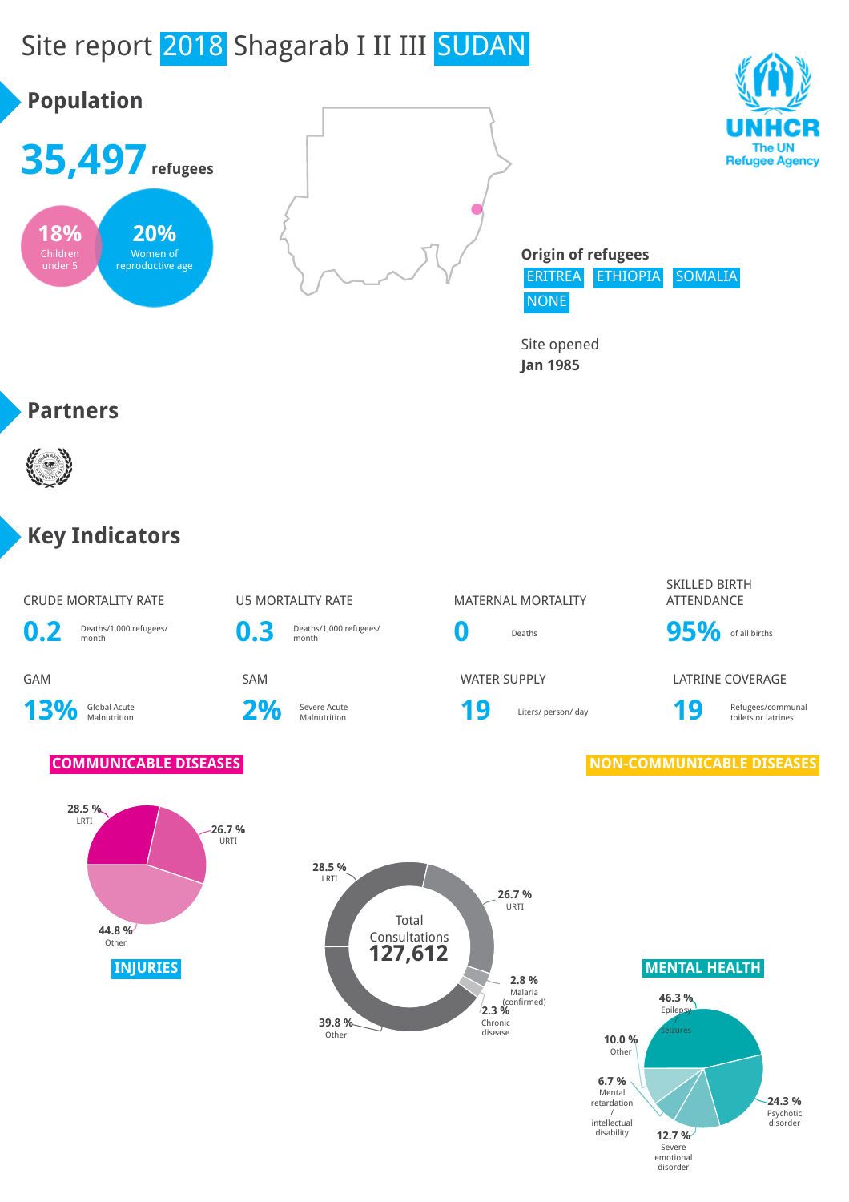# Site report 2018 Shagarab I II III SUDAN

## Population

35,497 refugees

18% Children under 5

20% Women of reproductive age

Origin of refugees

ERITREA ETHIOPIA SOMALIA NONE

Site opened

**Jan 1985**

## Partners

## Key Indicators

CRUDE MORTALITY RATE

**0.2** Deaths/1,000 refugees/ month

U5 MORTALITY RATE

**0.3** Deaths/1,000 refugees/ month

MATERNAL MORTALITY

**0** Deaths

SKILLED BIRTH ATTENDANCE

**95%** of all births

GAM

**13%** Global Acute Malnutrition

SAM

**2%** Severe Acute Malnutrition

WATER SUPPLY

**19** Liters/ person/ day

LATRINE COVERAGE

**19** Refugees/communal toilets or latrines

### COMMUNICABLE DISEASES

28.5 % LRTI

26.7 % URTI

44.8 % Other

### NON-COMMUNICABLE DISEASES

### INJURIES

Total Consultations **127,612**

28.5 % LRTI

26.7 % URTI

2.8 % Malaria (confirmed)

2.3 % Chronic disease

39.8 % Other

### MENTAL HEALTH

46.3 % Epilepsy / seizures

24.3 % Psychotic disorder

12.7 % Severe emotional disorder

6.7 % Mental retardation / intellectual disability

10.0 % Other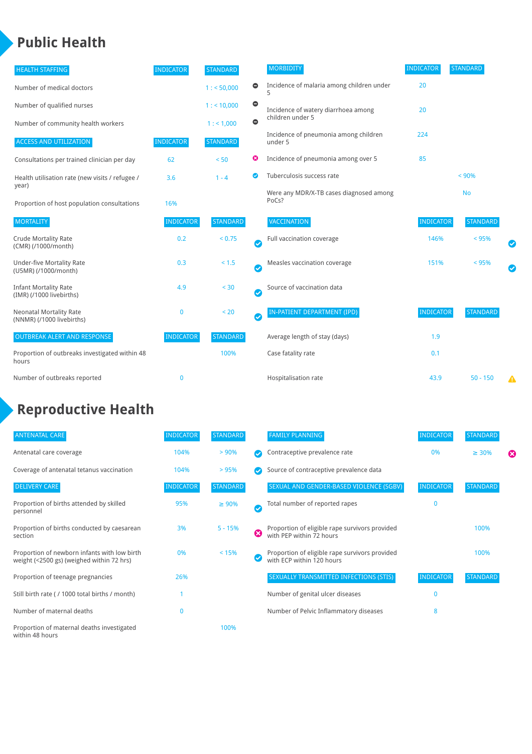# Public Health

| HEALTH STAFFING | INDICATOR | STANDARD | |
|---|---|---|---|
| Number of medical doctors | | 1 : < 50,000 | |
| Number of qualified nurses | | 1 : < 10,000 | |
| Number of community health workers | | 1 : < 1,000 | |

| ACCESS AND UTILIZATION | INDICATOR | STANDARD | |
|---|---|---|---|
| Consultations per trained clinician per day | 62 | < 50 | |
| Health utilisation rate (new visits / refugee / year) | 3.6 | 1 - 4 | |
| Proportion of host population consultations | 16% | | |

| MORTALITY | INDICATOR | STANDARD | |
|---|---|---|---|
| Crude Mortality Rate (CMR) (/1000/month) | 0.2 | < 0.75 | |
| Under-five Mortality Rate (U5MR) (/1000/month) | 0.3 | < 1.5 | |
| Infant Mortality Rate (IMR) (/1000 livebirths) | 4.9 | < 30 | |
| Neonatal Mortality Rate (NNMR) (/1000 livebirths) | 0 | < 20 | |

| OUTBREAK ALERT AND RESPONSE | INDICATOR | STANDARD |
|---|---|---|
| Proportion of outbreaks investigated within 48 hours | | 100% |
| Number of outbreaks reported | 0 | |

| MORBIDITY | INDICATOR | STANDARD |
|---|---|---|
| Incidence of malaria among children under 5 | 20 | |
| Incidence of watery diarrhoea among children under 5 | 20 | |
| Incidence of pneumonia among children under 5 | 224 | |
| Incidence of pneumonia among over 5 | 85 | |
| Tuberculosis success rate | | < 90% |
| Were any MDR/X-TB cases diagnosed among PoCs? | | No |

| VACCINATION | INDICATOR | STANDARD | |
|---|---|---|---|
| Full vaccination coverage | 146% | < 95% | |
| Measles vaccination coverage | 151% | < 95% | |
| Source of vaccination data | | | |

| IN-PATIENT DEPARTMENT (IPD) | INDICATOR | STANDARD | |
|---|---|---|---|
| Average length of stay (days) | 1.9 | | |
| Case fatality rate | 0.1 | | |
| Hospitalisation rate | 43.9 | 50 - 150 | |

# Reproductive Health

| ANTENATAL CARE | INDICATOR | STANDARD | |
|---|---|---|---|
| Antenatal care coverage | 104% | > 90% | |
| Coverage of antenatal tetanus vaccination | 104% | > 95% | |

| DELIVERY CARE | INDICATOR | STANDARD | |
|---|---|---|---|
| Proportion of births attended by skilled personnel | 95% | ≥ 90% | |
| Proportion of births conducted by caesarean section | 3% | 5 - 15% | |
| Proportion of newborn infants with low birth weight (<2500 gs) (weighed within 72 hrs) | 0% | < 15% | |
| Proportion of teenage pregnancies | 26% | | |
| Still birth rate ( / 1000 total births / month) | 1 | | |
| Number of maternal deaths | 0 | | |
| Proportion of maternal deaths investigated within 48 hours | | 100% | |

| FAMILY PLANNING | INDICATOR | STANDARD | |
|---|---|---|---|
| Contraceptive prevalence rate | 0% | ≥ 30% | |
| Source of contraceptive prevalence data | | | |

| SEXUAL AND GENDER-BASED VIOLENCE (SGBV) | INDICATOR | STANDARD |
|---|---|---|
| Total number of reported rapes | 0 | |
| Proportion of eligible rape survivors provided with PEP within 72 hours | | 100% |
| Proportion of eligible rape survivors provided with ECP within 120 hours | | 100% |

| SEXUALLY TRANSMITTED INFECTIONS (STIS) | INDICATOR | STANDARD |
|---|---|---|
| Number of genital ulcer diseases | 0 | |
| Number of Pelvic Inflammatory diseases | 8 | |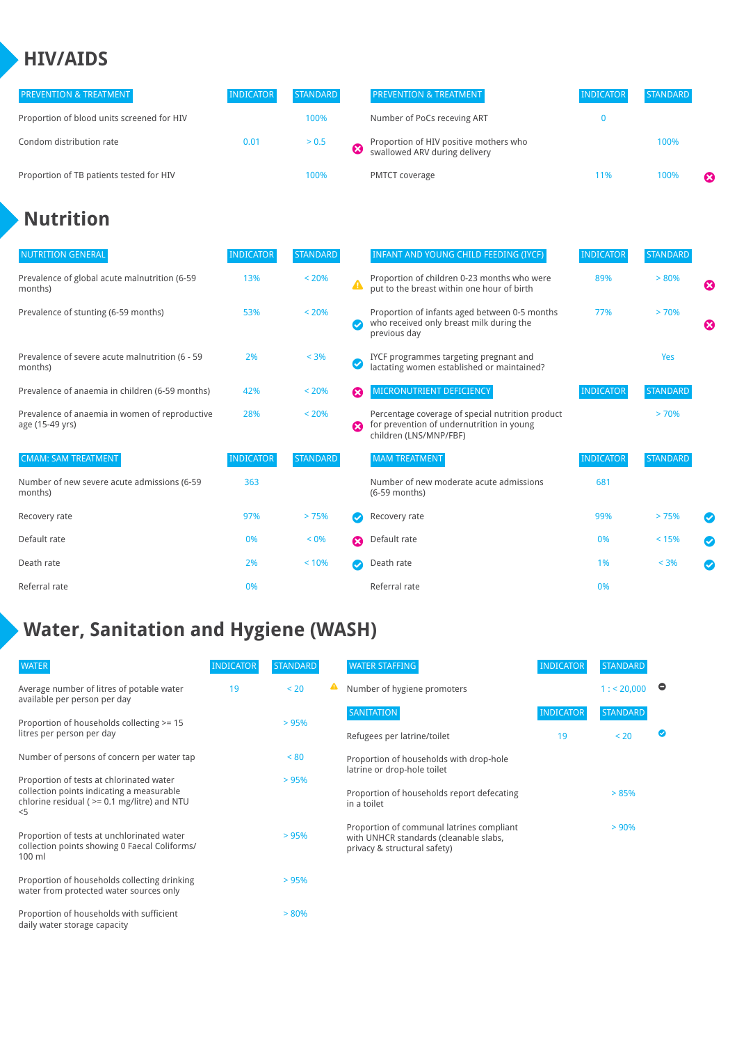## HIV/AIDS

| PREVENTION & TREATMENT | INDICATOR | STANDARD | |
|---|---|---|---|
| Proportion of blood units screened for HIV | | 100% | |
| Condom distribution rate | 0.01 | > 0.5 | ✖ |
| Proportion of TB patients tested for HIV | | 100% | |

| PREVENTION & TREATMENT | INDICATOR | STANDARD | |
|---|---|---|---|
| Number of PoCs receving ART | 0 | | |
| Proportion of HIV positive mothers who swallowed ARV during delivery | | 100% | |
| PMTCT coverage | 11% | 100% | ✖ |

## Nutrition

| NUTRITION GENERAL | INDICATOR | STANDARD | |
|---|---|---|---|
| Prevalence of global acute malnutrition (6-59 months) | 13% | < 20% | ⚠ |
| Prevalence of stunting (6-59 months) | 53% | < 20% | ✔ |
| Prevalence of severe acute malnutrition (6 - 59 months) | 2% | < 3% | ✔ |
| Prevalence of anaemia in children (6-59 months) | 42% | < 20% | ✖ |
| Prevalence of anaemia in women of reproductive age (15-49 yrs) | 28% | < 20% | ✖ |

| INFANT AND YOUNG CHILD FEEDING (IYCF) | INDICATOR | STANDARD | |
|---|---|---|---|
| Proportion of children 0-23 months who were put to the breast within one hour of birth | 89% | > 80% | ✖ |
| Proportion of infants aged between 0-5 months who received only breast milk during the previous day | 77% | > 70% | ✖ |
| IYCF programmes targeting pregnant and lactating women established or maintained? | | Yes | |

| MICRONUTRIENT DEFICIENCY | INDICATOR | STANDARD | |
|---|---|---|---|
| Percentage coverage of special nutrition product for prevention of undernutrition in young children (LNS/MNP/FBF) | | > 70% | |

| CMAM: SAM TREATMENT | INDICATOR | STANDARD | |
|---|---|---|---|
| Number of new severe acute admissions (6-59 months) | 363 | | |
| Recovery rate | 97% | > 75% | ✔ |
| Default rate | 0% | < 0% | ✖ |
| Death rate | 2% | < 10% | ✔ |
| Referral rate | 0% | | |

| MAM TREATMENT | INDICATOR | STANDARD | |
|---|---|---|---|
| Number of new moderate acute admissions (6-59 months) | 681 | | |
| Recovery rate | 99% | > 75% | ✔ |
| Default rate | 0% | < 15% | ✔ |
| Death rate | 1% | < 3% | ✔ |
| Referral rate | 0% | | |

## Water, Sanitation and Hygiene (WASH)

| WATER | INDICATOR | STANDARD | |
|---|---|---|---|
| Average number of litres of potable water available per person per day | 19 | < 20 | ⚠ |
| Proportion of households collecting >= 15 litres per person per day | | > 95% | |
| Number of persons of concern per water tap | | < 80 | |
| Proportion of tests at chlorinated water collection points indicating a measurable chlorine residual ( >= 0.1 mg/litre) and NTU <5 | | > 95% | |
| Proportion of tests at unchlorinated water collection points showing 0 Faecal Coliforms/ 100 ml | | > 95% | |
| Proportion of households collecting drinking water from protected water sources only | | > 95% | |
| Proportion of households with sufficient daily water storage capacity | | > 80% | |

| WATER STAFFING | INDICATOR | STANDARD | |
|---|---|---|---|
| Number of hygiene promoters | | 1 : < 20,000 | ● |

| SANITATION | INDICATOR | STANDARD | |
|---|---|---|---|
| Refugees per latrine/toilet | 19 | < 20 | ✔ |
| Proportion of households with drop-hole latrine or drop-hole toilet | | | |
| Proportion of households report defecating in a toilet | | > 85% | |
| Proportion of communal latrines compliant with UNHCR standards (cleanable slabs, privacy & structural safety) | | > 90% | |